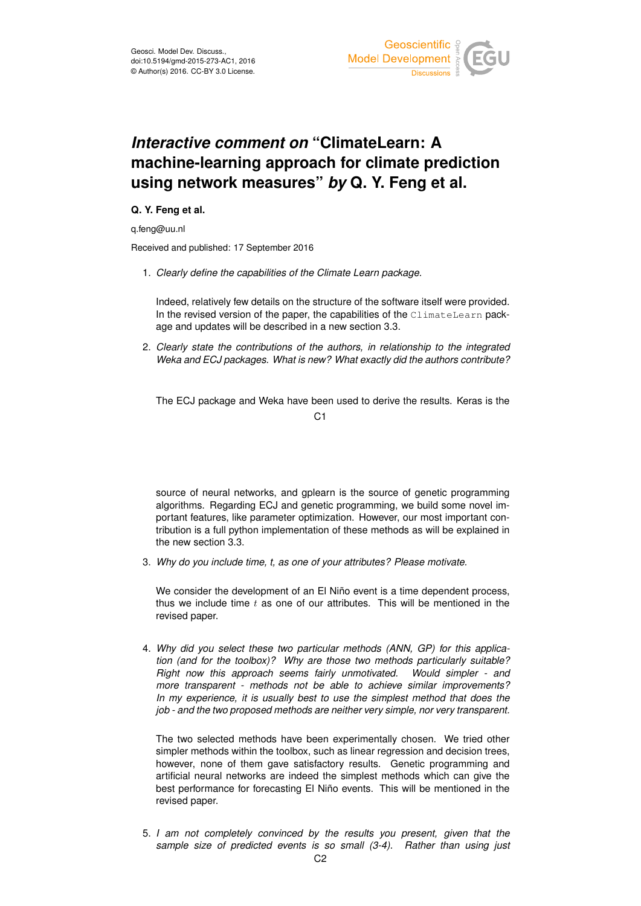# *Interactive comment on* "ClimateLearn: A machine-learning approach for climate prediction using network measures" *by* Q. Y. Feng et al.

**Q. Y. Feng et al.**

q.feng@uu.nl

Received and published: 17 September 2016

1. *Clearly define the capabilities of the Climate Learn package.*

   Indeed, relatively few details on the structure of the software itself were provided. In the revised version of the paper, the capabilities of the `ClimateLearn` package and updates will be described in a new section 3.3.

2. *Clearly state the contributions of the authors, in relationship to the integrated Weka and ECJ packages. What is new? What exactly did the authors contribute?*

   The ECJ package and Weka have been used to derive the results. Keras is the source of neural networks, and gplearn is the source of genetic programming algorithms. Regarding ECJ and genetic programming, we build some novel important features, like parameter optimization. However, our most important contribution is a full python implementation of these methods as will be explained in the new section 3.3.

3. *Why do you include time, t, as one of your attributes? Please motivate.*

   We consider the development of an El Niño event is a time dependent process, thus we include time $t$ as one of our attributes. This will be mentioned in the revised paper.

4. *Why did you select these two particular methods (ANN, GP) for this application (and for the toolbox)? Why are those two methods particularly suitable? Right now this approach seems fairly unmotivated. Would simpler - and more transparent - methods not be able to achieve similar improvements? In my experience, it is usually best to use the simplest method that does the job - and the two proposed methods are neither very simple, nor very transparent.*

   The two selected methods have been experimentally chosen. We tried other simpler methods within the toolbox, such as linear regression and decision trees, however, none of them gave satisfactory results. Genetic programming and artificial neural networks are indeed the simplest methods which can give the best performance for forecasting El Niño events. This will be mentioned in the revised paper.

5. *I am not completely convinced by the results you present, given that the sample size of predicted events is so small (3-4). Rather than using just*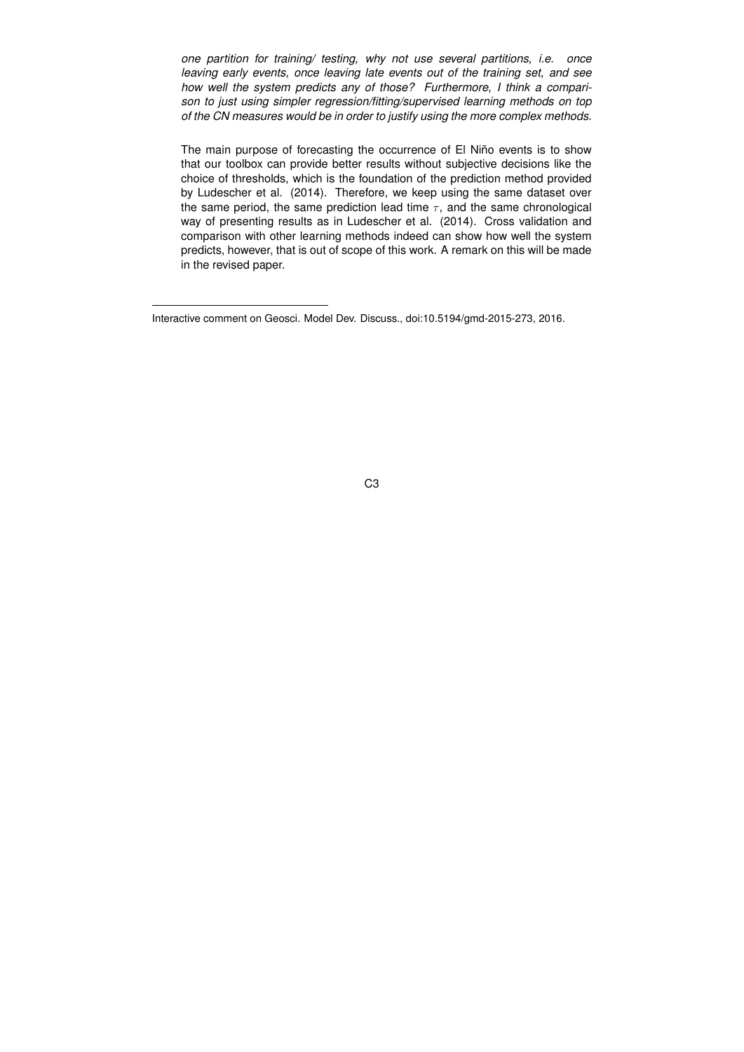*one partition for training/ testing, why not use several partitions, i.e. once leaving early events, once leaving late events out of the training set, and see how well the system predicts any of those? Furthermore, I think a comparison to just using simpler regression/fitting/supervised learning methods on top of the CN measures would be in order to justify using the more complex methods.*

The main purpose of forecasting the occurrence of El Niño events is to show that our toolbox can provide better results without subjective decisions like the choice of thresholds, which is the foundation of the prediction method provided by Ludescher et al. (2014). Therefore, we keep using the same dataset over the same period, the same prediction lead time $\tau$, and the same chronological way of presenting results as in Ludescher et al. (2014). Cross validation and comparison with other learning methods indeed can show how well the system predicts, however, that is out of scope of this work. A remark on this will be made in the revised paper.

---

Interactive comment on Geosci. Model Dev. Discuss., doi:10.5194/gmd-2015-273, 2016.